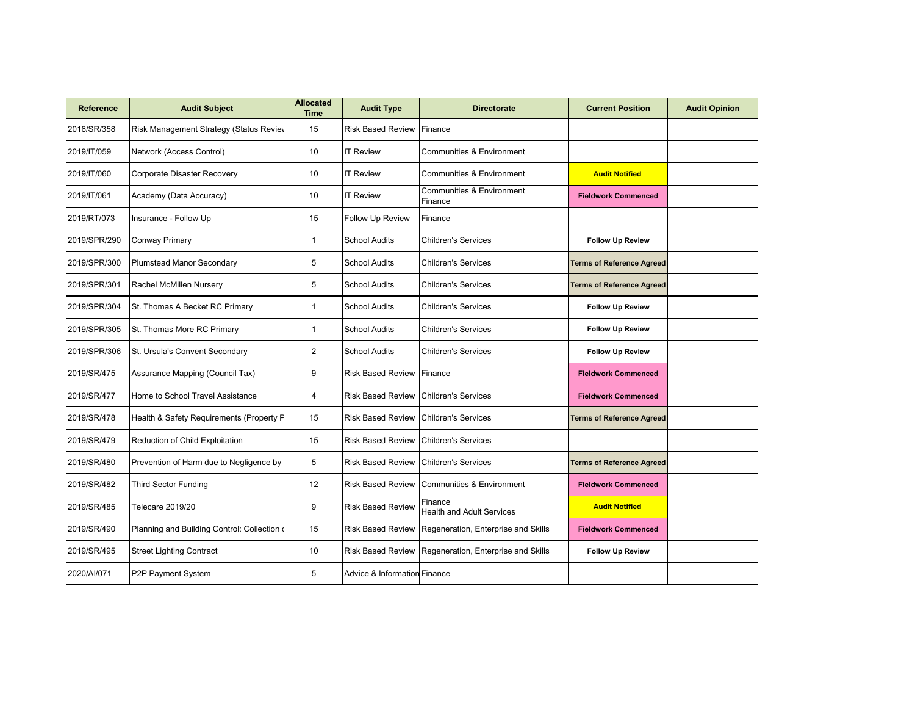| Reference | Audit Subject | Allocated Time | Audit Type | Directorate | Current Position | Audit Opinion |
|---|---|---|---|---|---|---|
| 2016/SR/358 | Risk Management Strategy (Status Reviev | 15 | Risk Based Review | Finance | | |
| 2019/IT/059 | Network (Access Control) | 10 | IT Review | Communities & Environment | | |
| 2019/IT/060 | Corporate Disaster Recovery | 10 | IT Review | Communities & Environment | **Audit Notified** | |
| 2019/IT/061 | Academy (Data Accuracy) | 10 | IT Review | Communities & Environment<br>Finance | **Fieldwork Commenced** | |
| 2019/RT/073 | Insurance - Follow Up | 15 | Follow Up Review | Finance | | |
| 2019/SPR/290 | Conway Primary | 1 | School Audits | Children's Services | **Follow Up Review** | |
| 2019/SPR/300 | Plumstead Manor Secondary | 5 | School Audits | Children's Services | **Terms of Reference Agreed** | |
| 2019/SPR/301 | Rachel McMillen Nursery | 5 | School Audits | Children's Services | **Terms of Reference Agreed** | |
| 2019/SPR/304 | St. Thomas A Becket RC Primary | 1 | School Audits | Children's Services | **Follow Up Review** | |
| 2019/SPR/305 | St. Thomas More RC Primary | 1 | School Audits | Children's Services | **Follow Up Review** | |
| 2019/SPR/306 | St. Ursula's Convent Secondary | 2 | School Audits | Children's Services | **Follow Up Review** | |
| 2019/SR/475 | Assurance Mapping (Council Tax) | 9 | Risk Based Review | Finance | **Fieldwork Commenced** | |
| 2019/SR/477 | Home to School Travel Assistance | 4 | Risk Based Review | Children's Services | **Fieldwork Commenced** | |
| 2019/SR/478 | Health & Safety Requirements (Property F | 15 | Risk Based Review | Children's Services | **Terms of Reference Agreed** | |
| 2019/SR/479 | Reduction of Child Exploitation | 15 | Risk Based Review | Children's Services | | |
| 2019/SR/480 | Prevention of Harm due to Negligence by | 5 | Risk Based Review | Children's Services | **Terms of Reference Agreed** | |
| 2019/SR/482 | Third Sector Funding | 12 | Risk Based Review | Communities & Environment | **Fieldwork Commenced** | |
| 2019/SR/485 | Telecare 2019/20 | 9 | Risk Based Review | Finance<br>Health and Adult Services | **Audit Notified** | |
| 2019/SR/490 | Planning and Building Control: Collection c | 15 | Risk Based Review | Regeneration, Enterprise and Skills | **Fieldwork Commenced** | |
| 2019/SR/495 | Street Lighting Contract | 10 | Risk Based Review | Regeneration, Enterprise and Skills | **Follow Up Review** | |
| 2020/AI/071 | P2P Payment System | 5 | Advice & Information | Finance | | |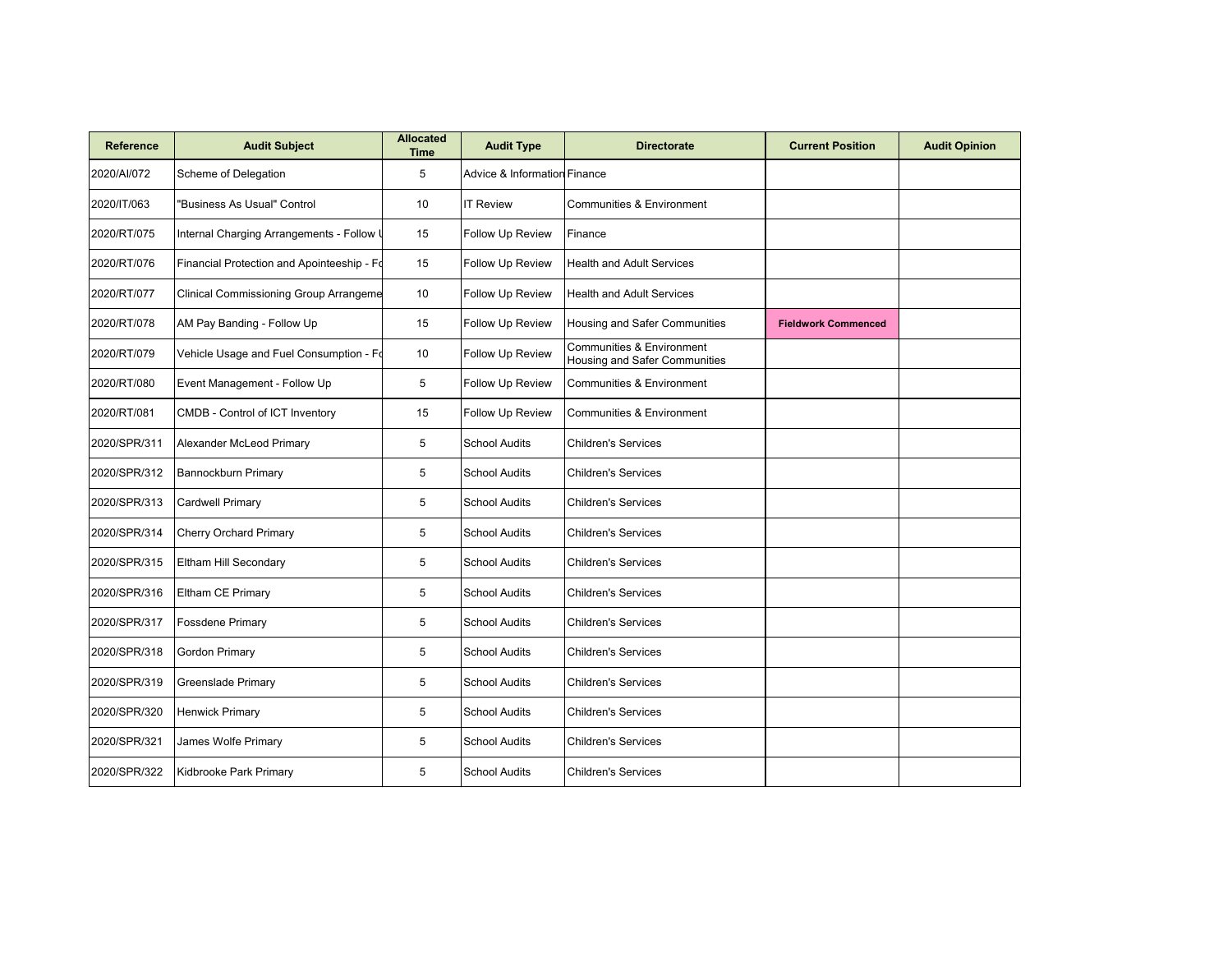| Reference | Audit Subject | Allocated Time | Audit Type | Directorate | Current Position | Audit Opinion |
|---|---|---|---|---|---|---|
| 2020/AI/072 | Scheme of Delegation | 5 | Advice & Information | Finance | | |
| 2020/IT/063 | "Business As Usual" Control | 10 | IT Review | Communities & Environment | | |
| 2020/RT/075 | Internal Charging Arrangements - Follow U | 15 | Follow Up Review | Finance | | |
| 2020/RT/076 | Financial Protection and Apointeeship - Fo | 15 | Follow Up Review | Health and Adult Services | | |
| 2020/RT/077 | Clinical Commissioning Group Arrangeme | 10 | Follow Up Review | Health and Adult Services | | |
| 2020/RT/078 | AM Pay Banding - Follow Up | 15 | Follow Up Review | Housing and Safer Communities | **Fieldwork Commenced** | |
| 2020/RT/079 | Vehicle Usage and Fuel Consumption - Fo | 10 | Follow Up Review | Communities & Environment Housing and Safer Communities | | |
| 2020/RT/080 | Event Management - Follow Up | 5 | Follow Up Review | Communities & Environment | | |
| 2020/RT/081 | CMDB - Control of ICT Inventory | 15 | Follow Up Review | Communities & Environment | | |
| 2020/SPR/311 | Alexander McLeod Primary | 5 | School Audits | Children's Services | | |
| 2020/SPR/312 | Bannockburn Primary | 5 | School Audits | Children's Services | | |
| 2020/SPR/313 | Cardwell Primary | 5 | School Audits | Children's Services | | |
| 2020/SPR/314 | Cherry Orchard Primary | 5 | School Audits | Children's Services | | |
| 2020/SPR/315 | Eltham Hill Secondary | 5 | School Audits | Children's Services | | |
| 2020/SPR/316 | Eltham CE Primary | 5 | School Audits | Children's Services | | |
| 2020/SPR/317 | Fossdene Primary | 5 | School Audits | Children's Services | | |
| 2020/SPR/318 | Gordon Primary | 5 | School Audits | Children's Services | | |
| 2020/SPR/319 | Greenslade Primary | 5 | School Audits | Children's Services | | |
| 2020/SPR/320 | Henwick Primary | 5 | School Audits | Children's Services | | |
| 2020/SPR/321 | James Wolfe Primary | 5 | School Audits | Children's Services | | |
| 2020/SPR/322 | Kidbrooke Park Primary | 5 | School Audits | Children's Services | | |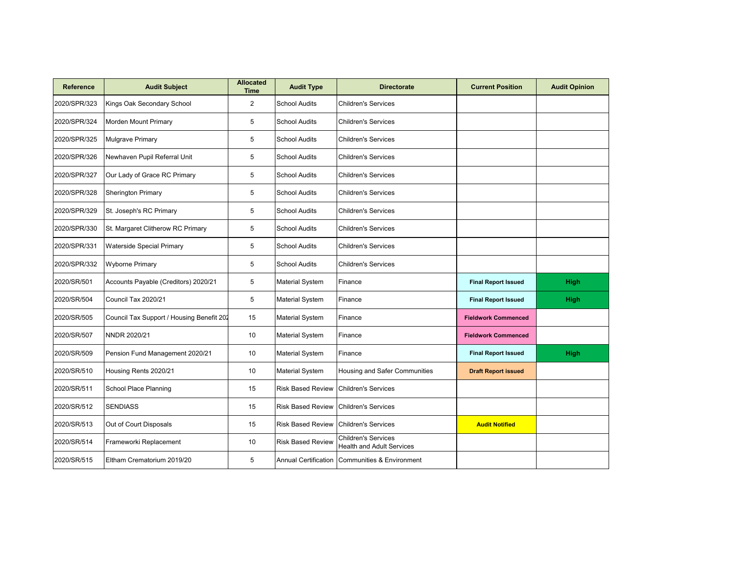| Reference | Audit Subject | Allocated Time | Audit Type | Directorate | Current Position | Audit Opinion |
|---|---|---|---|---|---|---|
| 2020/SPR/323 | Kings Oak Secondary School | 2 | School Audits | Children's Services | | |
| 2020/SPR/324 | Morden Mount Primary | 5 | School Audits | Children's Services | | |
| 2020/SPR/325 | Mulgrave Primary | 5 | School Audits | Children's Services | | |
| 2020/SPR/326 | Newhaven Pupil Referral Unit | 5 | School Audits | Children's Services | | |
| 2020/SPR/327 | Our Lady of Grace RC Primary | 5 | School Audits | Children's Services | | |
| 2020/SPR/328 | Sherington Primary | 5 | School Audits | Children's Services | | |
| 2020/SPR/329 | St. Joseph's RC Primary | 5 | School Audits | Children's Services | | |
| 2020/SPR/330 | St. Margaret Clitherow RC Primary | 5 | School Audits | Children's Services | | |
| 2020/SPR/331 | Waterside Special Primary | 5 | School Audits | Children's Services | | |
| 2020/SPR/332 | Wyborne Primary | 5 | School Audits | Children's Services | | |
| 2020/SR/501 | Accounts Payable (Creditors) 2020/21 | 5 | Material System | Finance | Final Report Issued | High |
| 2020/SR/504 | Council Tax 2020/21 | 5 | Material System | Finance | Final Report Issued | High |
| 2020/SR/505 | Council Tax Support / Housing Benefit 202 | 15 | Material System | Finance | Fieldwork Commenced | |
| 2020/SR/507 | NNDR 2020/21 | 10 | Material System | Finance | Fieldwork Commenced | |
| 2020/SR/509 | Pension Fund Management 2020/21 | 10 | Material System | Finance | Final Report Issued | High |
| 2020/SR/510 | Housing Rents 2020/21 | 10 | Material System | Housing and Safer Communities | Draft Report issued | |
| 2020/SR/511 | School Place Planning | 15 | Risk Based Review | Children's Services | | |
| 2020/SR/512 | SENDIASS | 15 | Risk Based Review | Children's Services | | |
| 2020/SR/513 | Out of Court Disposals | 15 | Risk Based Review | Children's Services | Audit Notified | |
| 2020/SR/514 | Frameworki Replacement | 10 | Risk Based Review | Children's Services Health and Adult Services | | |
| 2020/SR/515 | Eltham Crematorium 2019/20 | 5 | Annual Certification | Communities & Environment | | |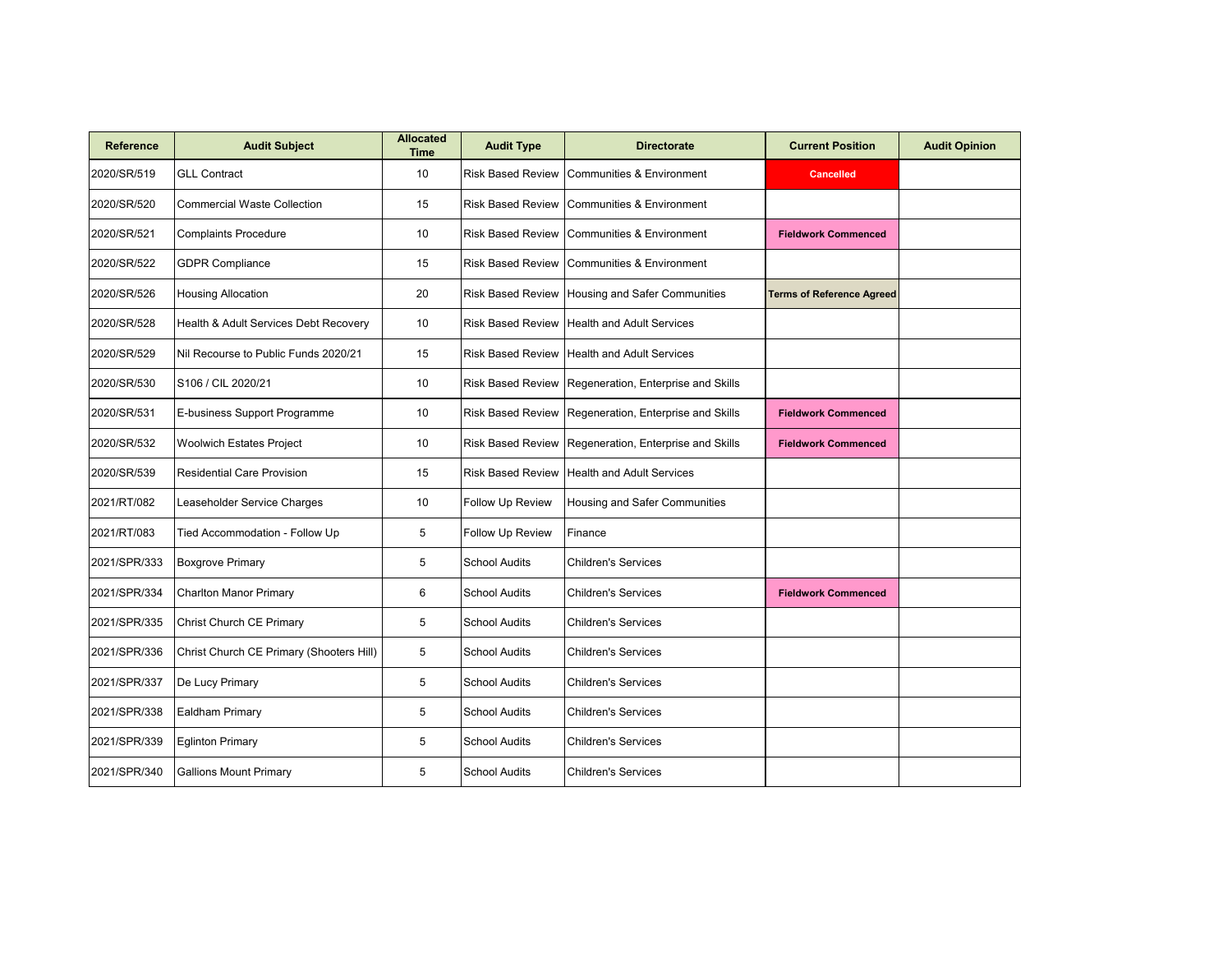| Reference | Audit Subject | Allocated Time | Audit Type | Directorate | Current Position | Audit Opinion |
|---|---|---|---|---|---|---|
| 2020/SR/519 | GLL Contract | 10 | Risk Based Review | Communities & Environment | Cancelled | |
| 2020/SR/520 | Commercial Waste Collection | 15 | Risk Based Review | Communities & Environment | | |
| 2020/SR/521 | Complaints Procedure | 10 | Risk Based Review | Communities & Environment | Fieldwork Commenced | |
| 2020/SR/522 | GDPR Compliance | 15 | Risk Based Review | Communities & Environment | | |
| 2020/SR/526 | Housing Allocation | 20 | Risk Based Review | Housing and Safer Communities | Terms of Reference Agreed | |
| 2020/SR/528 | Health & Adult Services Debt Recovery | 10 | Risk Based Review | Health and Adult Services | | |
| 2020/SR/529 | Nil Recourse to Public Funds 2020/21 | 15 | Risk Based Review | Health and Adult Services | | |
| 2020/SR/530 | S106 / CIL 2020/21 | 10 | Risk Based Review | Regeneration, Enterprise and Skills | | |
| 2020/SR/531 | E-business Support Programme | 10 | Risk Based Review | Regeneration, Enterprise and Skills | Fieldwork Commenced | |
| 2020/SR/532 | Woolwich Estates Project | 10 | Risk Based Review | Regeneration, Enterprise and Skills | Fieldwork Commenced | |
| 2020/SR/539 | Residential Care Provision | 15 | Risk Based Review | Health and Adult Services | | |
| 2021/RT/082 | Leaseholder Service Charges | 10 | Follow Up Review | Housing and Safer Communities | | |
| 2021/RT/083 | Tied Accommodation - Follow Up | 5 | Follow Up Review | Finance | | |
| 2021/SPR/333 | Boxgrove Primary | 5 | School Audits | Children's Services | | |
| 2021/SPR/334 | Charlton Manor Primary | 6 | School Audits | Children's Services | Fieldwork Commenced | |
| 2021/SPR/335 | Christ Church CE Primary | 5 | School Audits | Children's Services | | |
| 2021/SPR/336 | Christ Church CE Primary (Shooters Hill) | 5 | School Audits | Children's Services | | |
| 2021/SPR/337 | De Lucy Primary | 5 | School Audits | Children's Services | | |
| 2021/SPR/338 | Ealdham Primary | 5 | School Audits | Children's Services | | |
| 2021/SPR/339 | Eglinton Primary | 5 | School Audits | Children's Services | | |
| 2021/SPR/340 | Gallions Mount Primary | 5 | School Audits | Children's Services | | |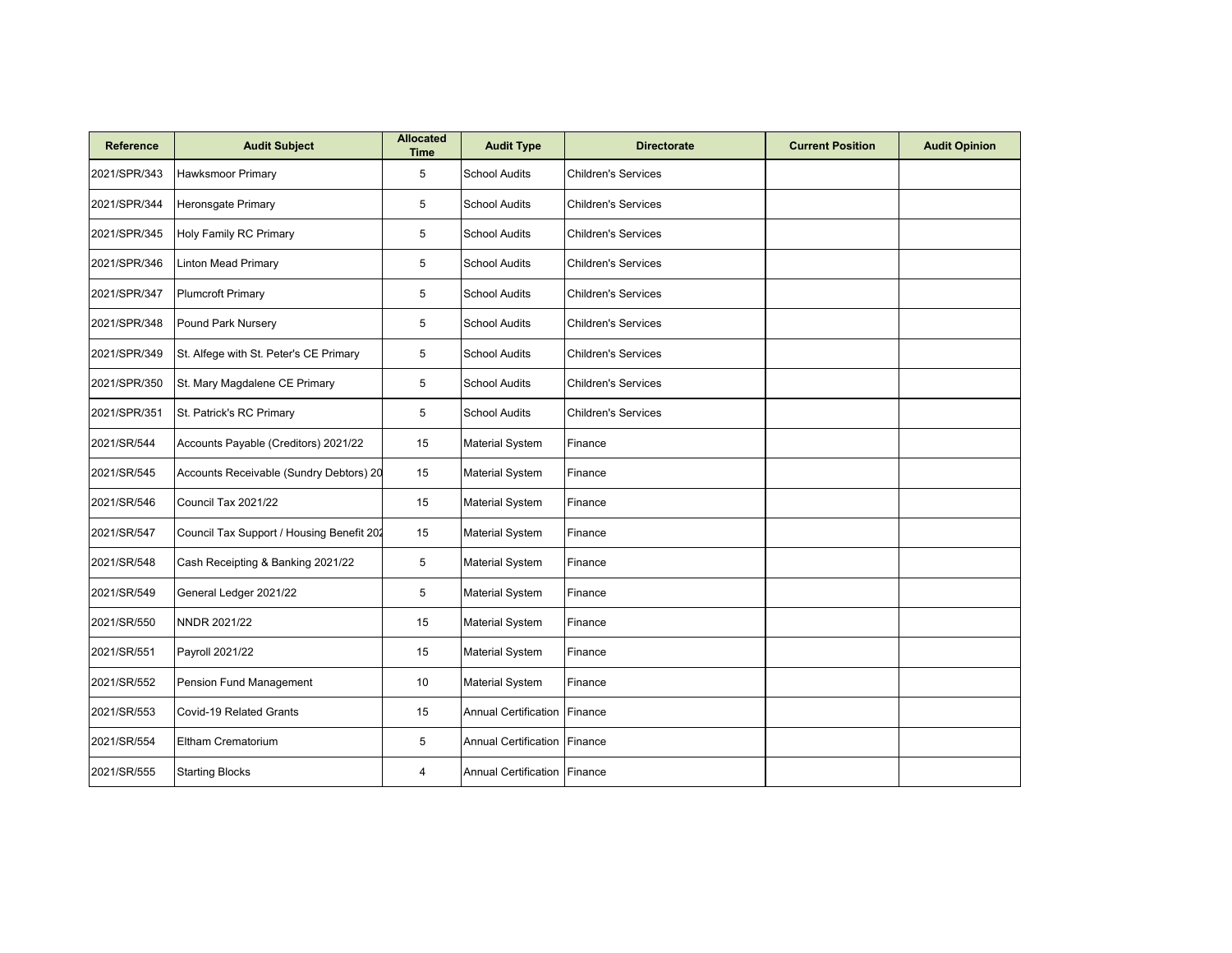| Reference | Audit Subject | Allocated Time | Audit Type | Directorate | Current Position | Audit Opinion |
|---|---|---|---|---|---|---|
| 2021/SPR/343 | Hawksmoor Primary | 5 | School Audits | Children's Services | | |
| 2021/SPR/344 | Heronsgate Primary | 5 | School Audits | Children's Services | | |
| 2021/SPR/345 | Holy Family RC Primary | 5 | School Audits | Children's Services | | |
| 2021/SPR/346 | Linton Mead Primary | 5 | School Audits | Children's Services | | |
| 2021/SPR/347 | Plumcroft Primary | 5 | School Audits | Children's Services | | |
| 2021/SPR/348 | Pound Park Nursery | 5 | School Audits | Children's Services | | |
| 2021/SPR/349 | St. Alfege with St. Peter's CE Primary | 5 | School Audits | Children's Services | | |
| 2021/SPR/350 | St. Mary Magdalene CE Primary | 5 | School Audits | Children's Services | | |
| 2021/SPR/351 | St. Patrick's RC Primary | 5 | School Audits | Children's Services | | |
| 2021/SR/544 | Accounts Payable (Creditors) 2021/22 | 15 | Material System | Finance | | |
| 2021/SR/545 | Accounts Receivable (Sundry Debtors) 20 | 15 | Material System | Finance | | |
| 2021/SR/546 | Council Tax 2021/22 | 15 | Material System | Finance | | |
| 2021/SR/547 | Council Tax Support / Housing Benefit 202 | 15 | Material System | Finance | | |
| 2021/SR/548 | Cash Receipting & Banking 2021/22 | 5 | Material System | Finance | | |
| 2021/SR/549 | General Ledger 2021/22 | 5 | Material System | Finance | | |
| 2021/SR/550 | NNDR 2021/22 | 15 | Material System | Finance | | |
| 2021/SR/551 | Payroll 2021/22 | 15 | Material System | Finance | | |
| 2021/SR/552 | Pension Fund Management | 10 | Material System | Finance | | |
| 2021/SR/553 | Covid-19 Related Grants | 15 | Annual Certification | Finance | | |
| 2021/SR/554 | Eltham Crematorium | 5 | Annual Certification | Finance | | |
| 2021/SR/555 | Starting Blocks | 4 | Annual Certification | Finance | | |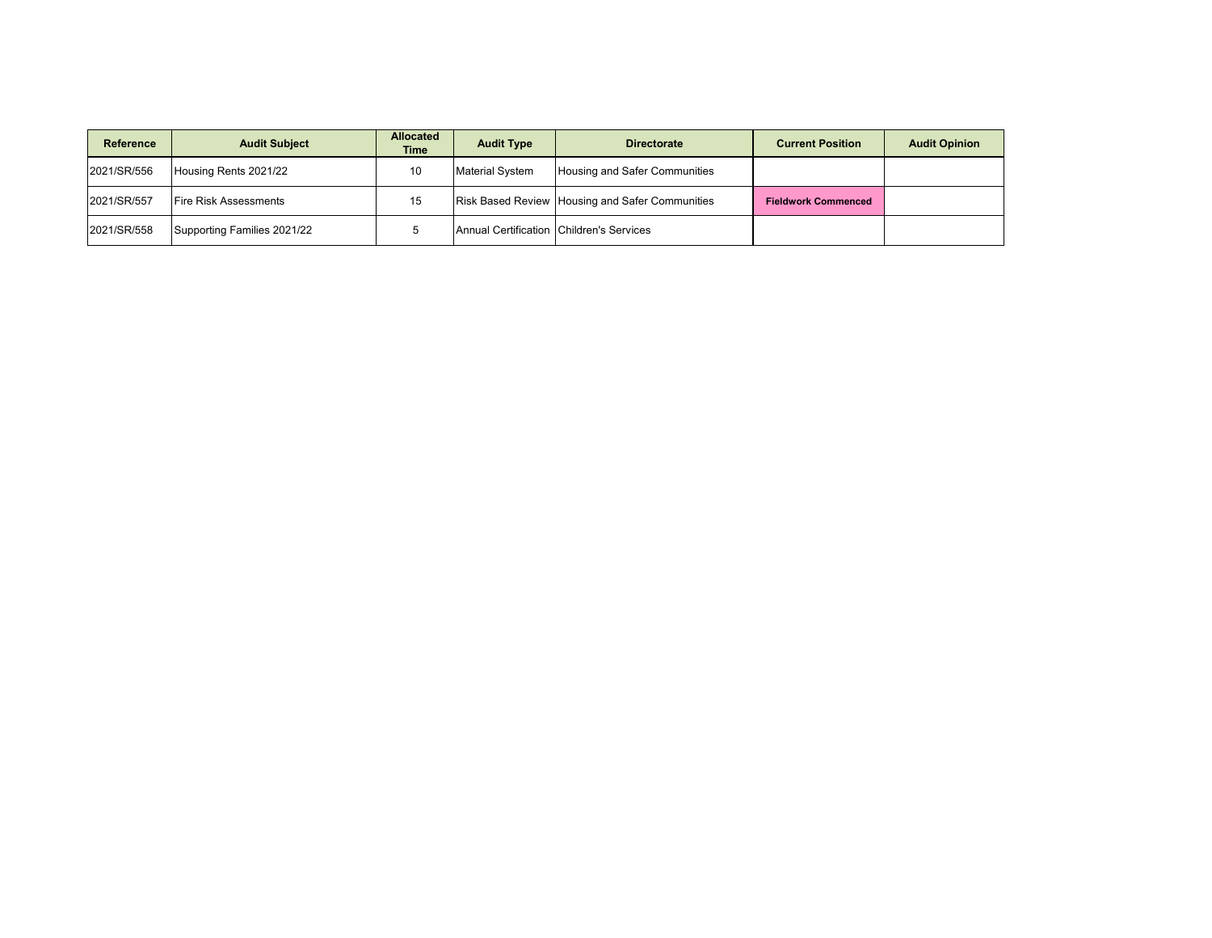| Reference | Audit Subject | Allocated Time | Audit Type | Directorate | Current Position | Audit Opinion |
| --- | --- | --- | --- | --- | --- | --- |
| 2021/SR/556 | Housing Rents 2021/22 | 10 | Material System | Housing and Safer Communities | | |
| 2021/SR/557 | Fire Risk Assessments | 15 | Risk Based Review | Housing and Safer Communities | **Fieldwork Commenced** | |
| 2021/SR/558 | Supporting Families 2021/22 | 5 | Annual Certification | Children's Services | | |